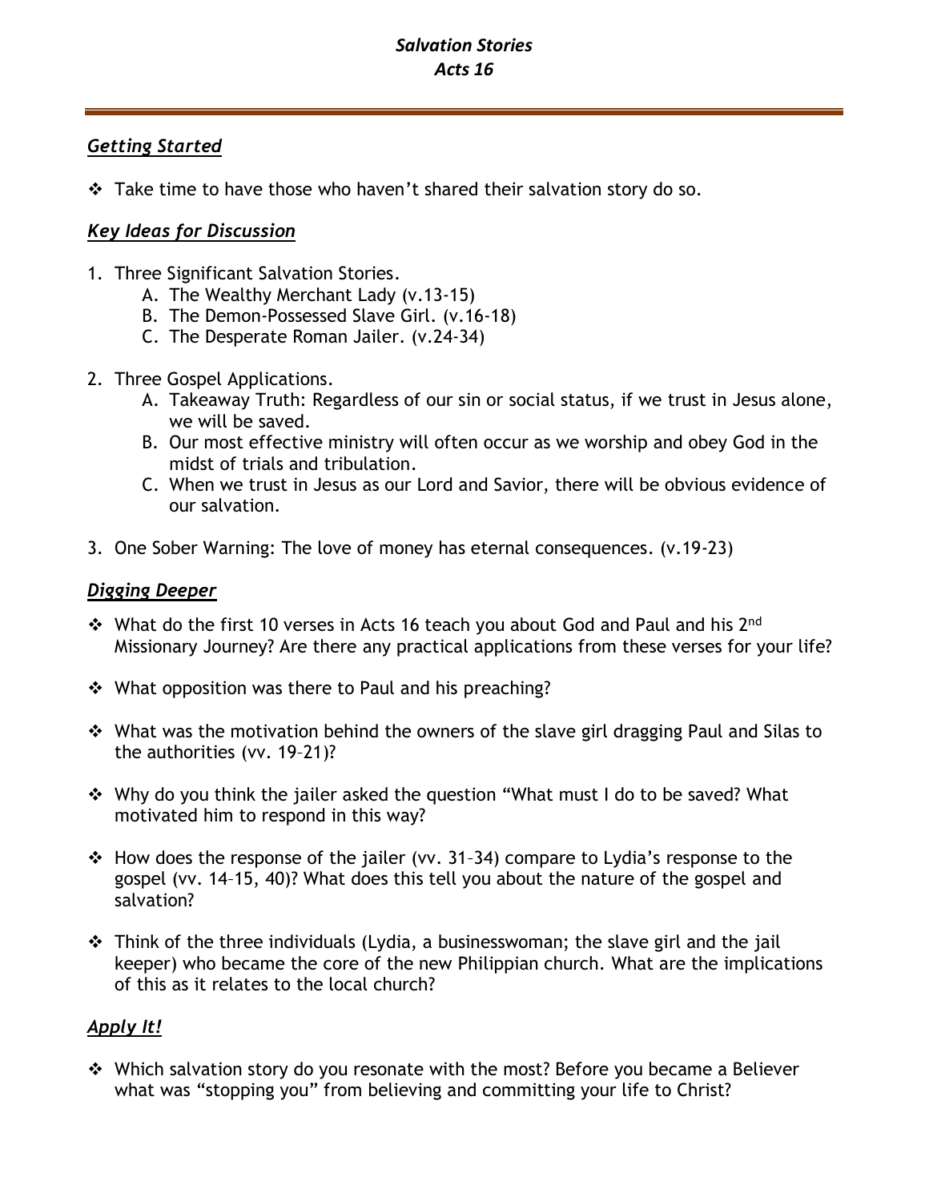# *Salvation Stories*
# *Acts 16*

## ***Getting Started***

- Take time to have those who haven't shared their salvation story do so.

## ***Key Ideas for Discussion***

1. Three Significant Salvation Stories.
   - A. The Wealthy Merchant Lady (v.13-15)
   - B. The Demon-Possessed Slave Girl. (v.16-18)
   - C. The Desperate Roman Jailer. (v.24-34)
2. Three Gospel Applications.
   - A. Takeaway Truth: Regardless of our sin or social status, if we trust in Jesus alone, we will be saved.
   - B. Our most effective ministry will often occur as we worship and obey God in the midst of trials and tribulation.
   - C. When we trust in Jesus as our Lord and Savior, there will be obvious evidence of our salvation.
3. One Sober Warning: The love of money has eternal consequences. (v.19-23)

## ***Digging Deeper***

- What do the first 10 verses in Acts 16 teach you about God and Paul and his 2nd Missionary Journey? Are there any practical applications from these verses for your life?
- What opposition was there to Paul and his preaching?
- What was the motivation behind the owners of the slave girl dragging Paul and Silas to the authorities (vv. 19–21)?
- Why do you think the jailer asked the question "What must I do to be saved? What motivated him to respond in this way?
- How does the response of the jailer (vv. 31–34) compare to Lydia's response to the gospel (vv. 14–15, 40)? What does this tell you about the nature of the gospel and salvation?
- Think of the three individuals (Lydia, a businesswoman; the slave girl and the jail keeper) who became the core of the new Philippian church. What are the implications of this as it relates to the local church?

## ***Apply It!***

- Which salvation story do you resonate with the most? Before you became a Believer what was "stopping you" from believing and committing your life to Christ?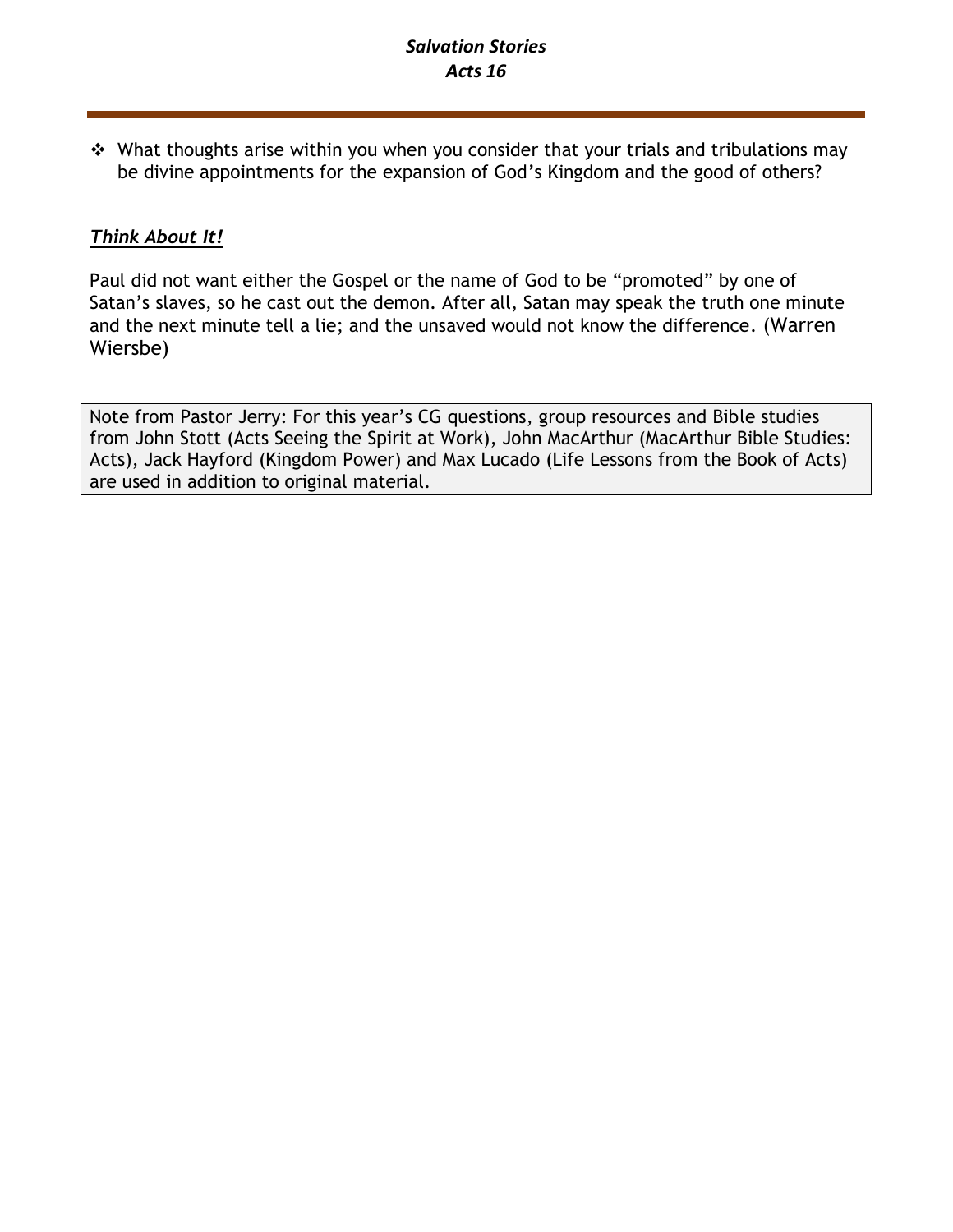- What thoughts arise within you when you consider that your trials and tribulations may be divine appointments for the expansion of God's Kingdom and the good of others?

***Think About It!***

Paul did not want either the Gospel or the name of God to be "promoted" by one of Satan's slaves, so he cast out the demon. After all, Satan may speak the truth one minute and the next minute tell a lie; and the unsaved would not know the difference. (Warren Wiersbe)

Note from Pastor Jerry: For this year's CG questions, group resources and Bible studies from John Stott (Acts Seeing the Spirit at Work), John MacArthur (MacArthur Bible Studies: Acts), Jack Hayford (Kingdom Power) and Max Lucado (Life Lessons from the Book of Acts) are used in addition to original material.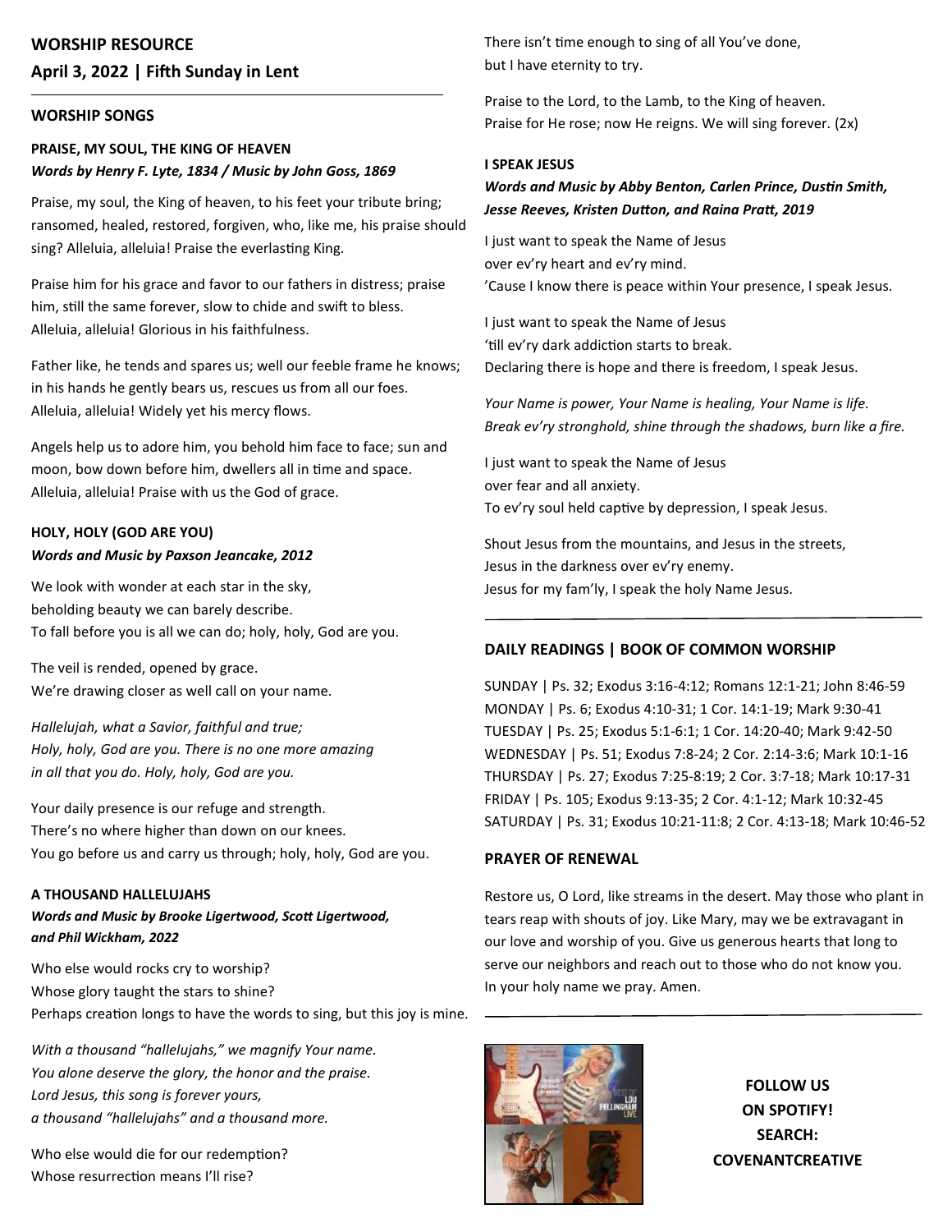## WORSHIP RESOURCE
## April 3, 2022 | Fifth Sunday in Lent

### WORSHIP SONGS

**PRAISE, MY SOUL, THE KING OF HEAVEN**
***Words by Henry F. Lyte, 1834 / Music by John Goss, 1869***

Praise, my soul, the King of heaven, to his feet your tribute bring; ransomed, healed, restored, forgiven, who, like me, his praise should sing? Alleluia, alleluia! Praise the everlasting King.

Praise him for his grace and favor to our fathers in distress; praise him, still the same forever, slow to chide and swift to bless. Alleluia, alleluia! Glorious in his faithfulness.

Father like, he tends and spares us; well our feeble frame he knows; in his hands he gently bears us, rescues us from all our foes. Alleluia, alleluia! Widely yet his mercy flows.

Angels help us to adore him, you behold him face to face; sun and moon, bow down before him, dwellers all in time and space. Alleluia, alleluia! Praise with us the God of grace.

**HOLY, HOLY (GOD ARE YOU)**
***Words and Music by Paxson Jeancake, 2012***

We look with wonder at each star in the sky,
beholding beauty we can barely describe.
To fall before you is all we can do; holy, holy, God are you.

The veil is rended, opened by grace.
We're drawing closer as well call on your name.

*Hallelujah, what a Savior, faithful and true;*
*Holy, holy, God are you. There is no one more amazing*
*in all that you do. Holy, holy, God are you.*

Your daily presence is our refuge and strength.
There's no where higher than down on our knees.
You go before us and carry us through; holy, holy, God are you.

**A THOUSAND HALLELUJAHS**
***Words and Music by Brooke Ligertwood, Scott Ligertwood, and Phil Wickham, 2022***

Who else would rocks cry to worship?
Whose glory taught the stars to shine?
Perhaps creation longs to have the words to sing, but this joy is mine.

*With a thousand "hallelujahs," we magnify Your name.*
*You alone deserve the glory, the honor and the praise.*
*Lord Jesus, this song is forever yours,*
*a thousand "hallelujahs" and a thousand more.*

Who else would die for our redemption?
Whose resurrection means I'll rise?
There isn't time enough to sing of all You've done,
but I have eternity to try.

Praise to the Lord, to the Lamb, to the King of heaven.
Praise for He rose; now He reigns. We will sing forever. (2x)

**I SPEAK JESUS**
***Words and Music by Abby Benton, Carlen Prince, Dustin Smith, Jesse Reeves, Kristen Dutton, and Raina Pratt, 2019***

I just want to speak the Name of Jesus
over ev'ry heart and ev'ry mind.
'Cause I know there is peace within Your presence, I speak Jesus.

I just want to speak the Name of Jesus
'till ev'ry dark addiction starts to break.
Declaring there is hope and there is freedom, I speak Jesus.

*Your Name is power, Your Name is healing, Your Name is life.*
*Break ev'ry stronghold, shine through the shadows, burn like a fire.*

I just want to speak the Name of Jesus
over fear and all anxiety.
To ev'ry soul held captive by depression, I speak Jesus.

Shout Jesus from the mountains, and Jesus in the streets,
Jesus in the darkness over ev'ry enemy.
Jesus for my fam'ly, I speak the holy Name Jesus.

### DAILY READINGS | BOOK OF COMMON WORSHIP

SUNDAY | Ps. 32; Exodus 3:16-4:12; Romans 12:1-21; John 8:46-59
MONDAY | Ps. 6; Exodus 4:10-31; 1 Cor. 14:1-19; Mark 9:30-41
TUESDAY | Ps. 25; Exodus 5:1-6:1; 1 Cor. 14:20-40; Mark 9:42-50
WEDNESDAY | Ps. 51; Exodus 7:8-24; 2 Cor. 2:14-3:6; Mark 10:1-16
THURSDAY | Ps. 27; Exodus 7:25-8:19; 2 Cor. 3:7-18; Mark 10:17-31
FRIDAY | Ps. 105; Exodus 9:13-35; 2 Cor. 4:1-12; Mark 10:32-45
SATURDAY | Ps. 31; Exodus 10:21-11:8; 2 Cor. 4:13-18; Mark 10:46-52

### PRAYER OF RENEWAL

Restore us, O Lord, like streams in the desert. May those who plant in tears reap with shouts of joy. Like Mary, may we be extravagant in our love and worship of you. Give us generous hearts that long to serve our neighbors and reach out to those who do not know you. In your holy name we pray. Amen.

**FOLLOW US ON SPOTIFY! SEARCH: COVENANTCREATIVE**